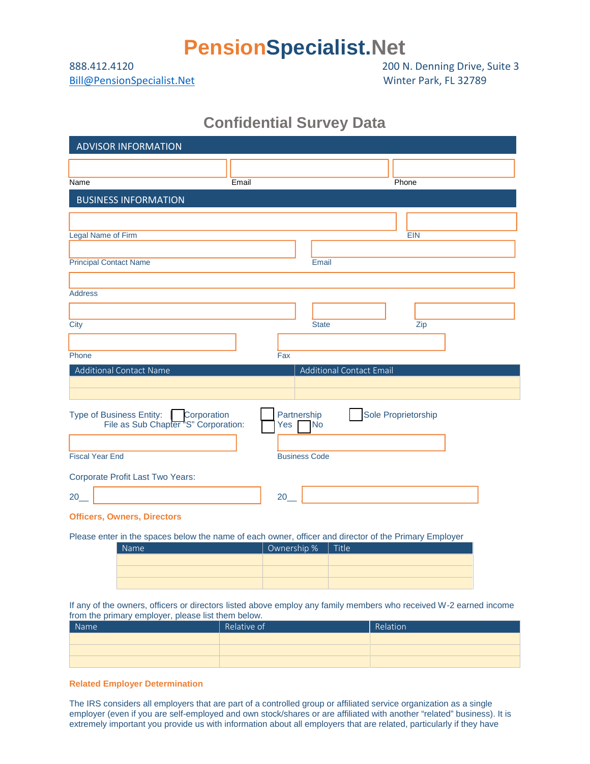# PensionSpecialist.Net

888.412.4120
Bill@PensionSpecialist.Net

200 N. Denning Drive, Suite 3
Winter Park, FL 32789

## Confidential Survey Data

### ADVISOR INFORMATION

Name

Email

Phone

### BUSINESS INFORMATION

Legal Name of Firm

EIN

Principal Contact Name

Email

Address

City

State

Zip

Phone

Fax

| Additional Contact Name | Additional Contact Email |
|---|---|
| | |
| | |

Type of Business Entity: ☐ Corporation ☐ Partnership ☐ Sole Proprietorship

File as Sub Chapter "S" Corporation: ☐ Yes ☐ No

Fiscal Year End

Business Code

Corporate Profit Last Two Years:

20__

20__

**Officers, Owners, Directors**

Please enter in the spaces below the name of each owner, officer and director of the Primary Employer

| Name | Ownership % | Title |
|---|---|---|
| | | |
| | | |
| | | |

If any of the owners, officers or directors listed above employ any family members who received W-2 earned income from the primary employer, please list them below.

| Name | Relative of | Relation |
|---|---|---|
| | | |
| | | |
| | | |

**Related Employer Determination**

The IRS considers all employers that are part of a controlled group or affiliated service organization as a single employer (even if you are self-employed and own stock/shares or are affiliated with another "related" business). It is extremely important you provide us with information about all employers that are related, particularly if they have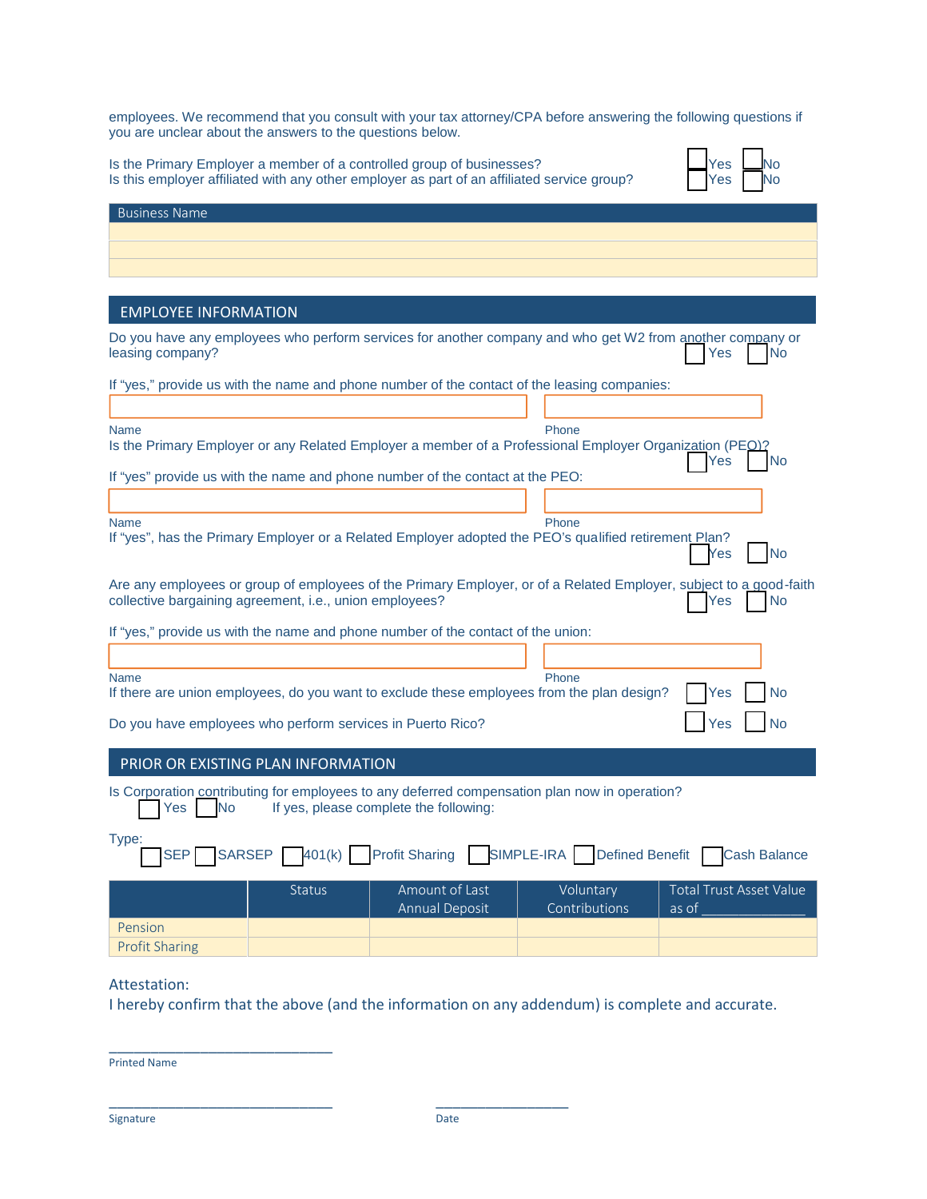employees. We recommend that you consult with your tax attorney/CPA before answering the following questions if you are unclear about the answers to the questions below.

Is the Primary Employer a member of a controlled group of businesses? ☐ Yes ☐ No
Is this employer affiliated with any other employer as part of an affiliated service group? ☐ Yes ☐ No

| Business Name |
| --- |
| |
| |
| |

## EMPLOYEE INFORMATION

Do you have any employees who perform services for another company and who get W2 from another company or leasing company? ☐ Yes ☐ No

If "yes," provide us with the name and phone number of the contact of the leasing companies:

Name ____________________ Phone ____________________

Is the Primary Employer or any Related Employer a member of a Professional Employer Organization (PEO)? ☐ Yes ☐ No

If "yes" provide us with the name and phone number of the contact at the PEO:

Name ____________________ Phone ____________________

If "yes", has the Primary Employer or a Related Employer adopted the PEO's qualified retirement Plan? ☐ Yes ☐ No

Are any employees or group of employees of the Primary Employer, or of a Related Employer, subject to a good-faith collective bargaining agreement, i.e., union employees? ☐ Yes ☐ No

If "yes," provide us with the name and phone number of the contact of the union:

Name ____________________ Phone ____________________

If there are union employees, do you want to exclude these employees from the plan design? ☐ Yes ☐ No

Do you have employees who perform services in Puerto Rico? ☐ Yes ☐ No

## PRIOR OR EXISTING PLAN INFORMATION

Is Corporation contributing for employees to any deferred compensation plan now in operation?
☐ Yes ☐ No If yes, please complete the following:

Type:
☐ SEP ☐ SARSEP ☐ 401(k) ☐ Profit Sharing ☐ SIMPLE-IRA ☐ Defined Benefit ☐ Cash Balance

| | Status | Amount of Last Annual Deposit | Voluntary Contributions | Total Trust Asset Value as of ____________ |
| --- | --- | --- | --- | --- |
| Pension | | | | |
| Profit Sharing | | | | |

Attestation:
I hereby confirm that the above (and the information on any addendum) is complete and accurate.

______________________________
Printed Name

______________________________ ____________________
Signature Date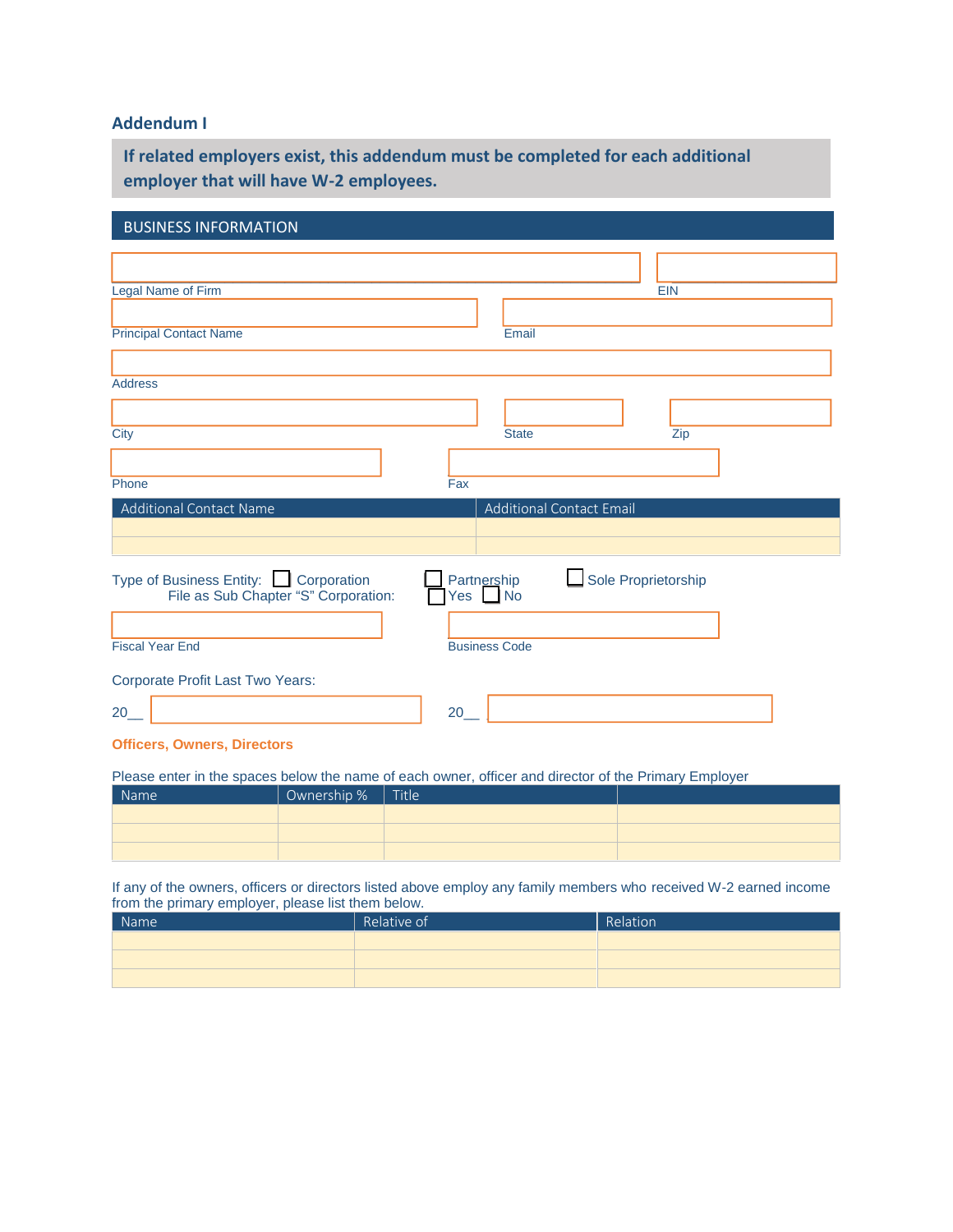## Addendum I

**If related employers exist, this addendum must be completed for each additional employer that will have W-2 employees.**

### BUSINESS INFORMATION

Legal Name of Firm

EIN

Principal Contact Name

Email

Address

City

State

Zip

Phone

Fax

| Additional Contact Name | Additional Contact Email |
|---|---|
| | |
| | |

Type of Business Entity: ☐ Corporation ☐ Partnership ☐ Sole Proprietorship

File as Sub Chapter “S” Corporation: ☐ Yes ☐ No

Fiscal Year End

Business Code

Corporate Profit Last Two Years:

20__

20__

**Officers, Owners, Directors**

Please enter in the spaces below the name of each owner, officer and director of the Primary Employer

| Name | Ownership % | Title | |
|---|---|---|---|
| | | | |
| | | | |
| | | | |

If any of the owners, officers or directors listed above employ any family members who received W-2 earned income from the primary employer, please list them below.

| Name | Relative of | Relation |
|---|---|---|
| | | |
| | | |
| | | |